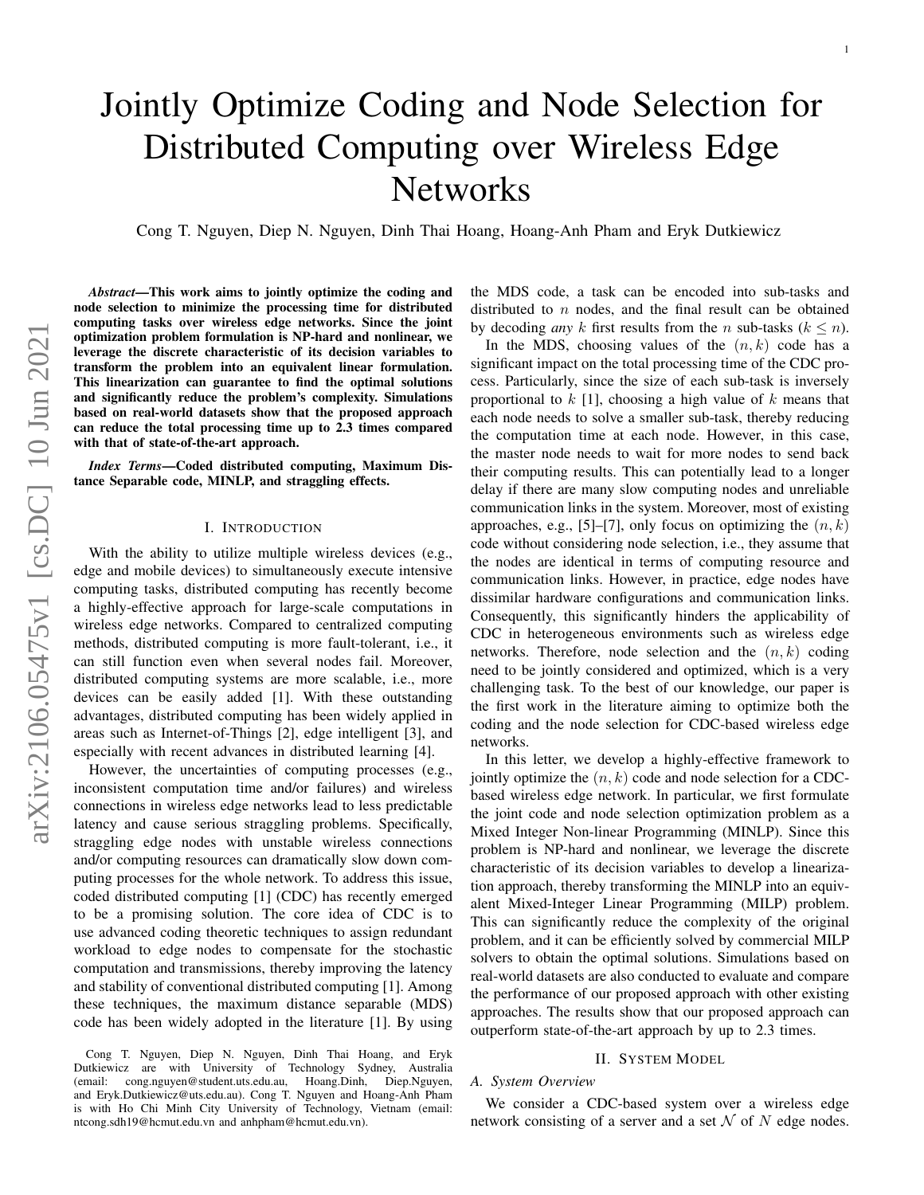# Jointly Optimize Coding and Node Selection for Distributed Computing over Wireless Edge Networks

Cong T. Nguyen, Diep N. Nguyen, Dinh Thai Hoang, Hoang-Anh Pham and Eryk Dutkiewicz

***Abstract*—This work aims to jointly optimize the coding and node selection to minimize the processing time for distributed computing tasks over wireless edge networks. Since the joint optimization problem formulation is NP-hard and nonlinear, we leverage the discrete characteristic of its decision variables to transform the problem into an equivalent linear formulation. This linearization can guarantee to find the optimal solutions and significantly reduce the problem's complexity. Simulations based on real-world datasets show that the proposed approach can reduce the total processing time up to 2.3 times compared with that of state-of-the-art approach.**

***Index Terms*—Coded distributed computing, Maximum Distance Separable code, MINLP, and straggling effects.**

## I. Introduction

With the ability to utilize multiple wireless devices (e.g., edge and mobile devices) to simultaneously execute intensive computing tasks, distributed computing has recently become a highly-effective approach for large-scale computations in wireless edge networks. Compared to centralized computing methods, distributed computing is more fault-tolerant, i.e., it can still function even when several nodes fail. Moreover, distributed computing systems are more scalable, i.e., more devices can be easily added [1]. With these outstanding advantages, distributed computing has been widely applied in areas such as Internet-of-Things [2], edge intelligent [3], and especially with recent advances in distributed learning [4].

However, the uncertainties of computing processes (e.g., inconsistent computation time and/or failures) and wireless connections in wireless edge networks lead to less predictable latency and cause serious straggling problems. Specifically, straggling edge nodes with unstable wireless connections and/or computing resources can dramatically slow down computing processes for the whole network. To address this issue, coded distributed computing [1] (CDC) has recently emerged to be a promising solution. The core idea of CDC is to use advanced coding theoretic techniques to assign redundant workload to edge nodes to compensate for the stochastic computation and transmissions, thereby improving the latency and stability of conventional distributed computing [1]. Among these techniques, the maximum distance separable (MDS) code has been widely adopted in the literature [1]. By using the MDS code, a task can be encoded into sub-tasks and distributed to $n$ nodes, and the final result can be obtained by decoding *any* $k$ first results from the $n$ sub-tasks ($k \leq n$).

In the MDS, choosing values of the $(n, k)$ code has a significant impact on the total processing time of the CDC process. Particularly, since the size of each sub-task is inversely proportional to $k$ [1], choosing a high value of $k$ means that each node needs to solve a smaller sub-task, thereby reducing the computation time at each node. However, in this case, the master node needs to wait for more nodes to send back their computing results. This can potentially lead to a longer delay if there are many slow computing nodes and unreliable communication links in the system. Moreover, most of existing approaches, e.g., [5]–[7], only focus on optimizing the $(n, k)$ code without considering node selection, i.e., they assume that the nodes are identical in terms of computing resource and communication links. However, in practice, edge nodes have dissimilar hardware configurations and communication links. Consequently, this significantly hinders the applicability of CDC in heterogeneous environments such as wireless edge networks. Therefore, node selection and the $(n, k)$ coding need to be jointly considered and optimized, which is a very challenging task. To the best of our knowledge, our paper is the first work in the literature aiming to optimize both the coding and the node selection for CDC-based wireless edge networks.

In this letter, we develop a highly-effective framework to jointly optimize the $(n, k)$ code and node selection for a CDC-based wireless edge network. In particular, we first formulate the joint code and node selection optimization problem as a Mixed Integer Non-linear Programming (MINLP). Since this problem is NP-hard and nonlinear, we leverage the discrete characteristic of its decision variables to develop a linearization approach, thereby transforming the MINLP into an equivalent Mixed-Integer Linear Programming (MILP) problem. This can significantly reduce the complexity of the original problem, and it can be efficiently solved by commercial MILP solvers to obtain the optimal solutions. Simulations based on real-world datasets are also conducted to evaluate and compare the performance of our proposed approach with other existing approaches. The results show that our proposed approach can outperform state-of-the-art approach by up to 2.3 times.

## II. System Model

### A. System Overview

We consider a CDC-based system over a wireless edge network consisting of a server and a set $\mathcal{N}$ of $N$ edge nodes.

Cong T. Nguyen, Diep N. Nguyen, Dinh Thai Hoang, and Eryk Dutkiewicz are with University of Technology Sydney, Australia (email: cong.nguyen@student.uts.edu.au, Hoang.Dinh, Diep.Nguyen, and Eryk.Dutkiewicz@uts.edu.au). Cong T. Nguyen and Hoang-Anh Pham is with Ho Chi Minh City University of Technology, Vietnam (email: ntcong.sdh19@hcmut.edu.vn and anhpham@hcmut.edu.vn).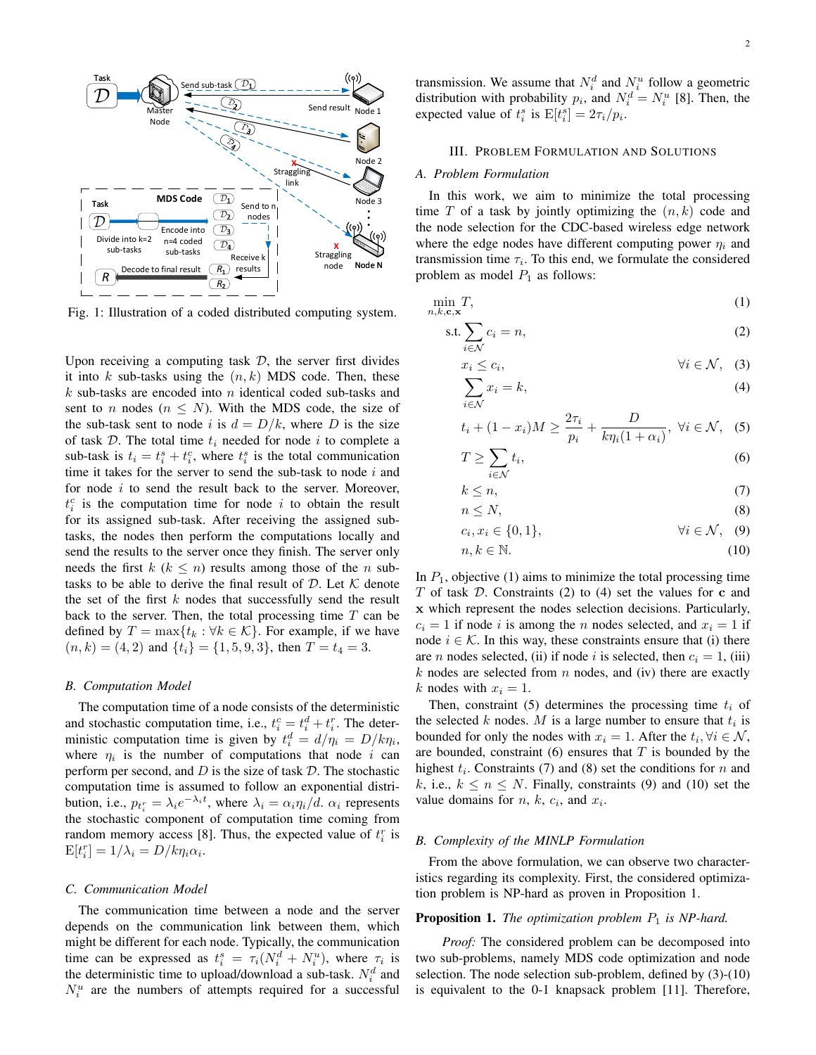Fig. 1: Illustration of a coded distributed computing system.

Upon receiving a computing task $\mathcal{D}$, the server first divides it into $k$ sub-tasks using the $(n, k)$ MDS code. Then, these $k$ sub-tasks are encoded into $n$ identical coded sub-tasks and sent to $n$ nodes ($n \leq N$). With the MDS code, the size of the sub-task sent to node $i$ is $d = D/k$, where $D$ is the size of task $\mathcal{D}$. The total time $t_i$ needed for node $i$ to complete a sub-task is $t_i = t_i^s + t_i^c$, where $t_i^s$ is the total communication time it takes for the server to send the sub-task to node $i$ and for node $i$ to send the result back to the server. Moreover, $t_i^c$ is the computation time for node $i$ to obtain the result for its assigned sub-task. After receiving the assigned sub-tasks, the nodes then perform the computations locally and send the results to the server once they finish. The server only needs the first $k$ ($k \leq n$) results among those of the $n$ sub-tasks to be able to derive the final result of $\mathcal{D}$. Let $\mathcal{K}$ denote the set of the first $k$ nodes that successfully send the result back to the server. Then, the total processing time $T$ can be defined by $T = \max\{t_k : \forall k \in \mathcal{K}\}$. For example, if we have $(n, k) = (4, 2)$ and $\{t_i\} = \{1, 5, 9, 3\}$, then $T = t_4 = 3$.

### B. Computation Model

The computation time of a node consists of the deterministic and stochastic computation time, i.e., $t_i^c = t_i^d + t_i^r$. The deterministic computation time is given by $t_i^d = d/\eta_i = D/k\eta_i$, where $\eta_i$ is the number of computations that node $i$ can perform per second, and $D$ is the size of task $\mathcal{D}$. The stochastic computation time is assumed to follow an exponential distribution, i.e., $p_{t_i^r} = \lambda_i e^{-\lambda_i t}$, where $\lambda_i = \alpha_i \eta_i / d$. $\alpha_i$ represents the stochastic component of computation time coming from random memory access [8]. Thus, the expected value of $t_i^r$ is $\mathrm{E}[t_i^r] = 1/\lambda_i = D/k\eta_i\alpha_i$.

### C. Communication Model

The communication time between a node and the server depends on the communication link between them, which might be different for each node. Typically, the communication time can be expressed as $t_i^s = \tau_i(N_i^d + N_i^u)$, where $\tau_i$ is the deterministic time to upload/download a sub-task. $N_i^d$ and $N_i^u$ are the numbers of attempts required for a successful transmission. We assume that $N_i^d$ and $N_i^u$ follow a geometric distribution with probability $p_i$, and $N_i^d = N_i^u$ [8]. Then, the expected value of $t_i^s$ is $\mathrm{E}[t_i^s] = 2\tau_i/p_i$.

## III. Problem Formulation and Solutions

### A. Problem Formulation

In this work, we aim to minimize the total processing time $T$ of a task by jointly optimizing the $(n, k)$ code and the node selection for the CDC-based wireless edge network where the edge nodes have different computing power $\eta_i$ and transmission time $\tau_i$. To this end, we formulate the considered problem as model $P_1$ as follows:

$$\min_{n,k,\mathbf{c},\mathbf{x}} T, \tag{1}$$

$$\text{s.t.} \sum_{i \in \mathcal{N}} c_i = n, \tag{2}$$

$$x_i \leq c_i, \quad \forall i \in \mathcal{N}, \tag{3}$$

$$\sum_{i \in \mathcal{N}} x_i = k, \tag{4}$$

$$t_i + (1 - x_i)M \geq \frac{2\tau_i}{p_i} + \frac{D}{k\eta_i(1 + \alpha_i)}, \quad \forall i \in \mathcal{N}, \tag{5}$$

$$T \geq \sum_{i \in \mathcal{N}} t_i, \tag{6}$$

$$k \leq n, \tag{7}$$

$$n \leq N, \tag{8}$$

$$c_i, x_i \in \{0, 1\}, \quad \forall i \in \mathcal{N}, \tag{9}$$

$$n, k \in \mathbb{N}. \tag{10}$$

In $P_1$, objective (1) aims to minimize the total processing time $T$ of task $\mathcal{D}$. Constraints (2) to (4) set the values for $\mathbf{c}$ and $\mathbf{x}$ which represent the nodes selection decisions. Particularly, $c_i = 1$ if node $i$ is among the $n$ nodes selected, and $x_i = 1$ if node $i \in \mathcal{K}$. In this way, these constraints ensure that (i) there are $n$ nodes selected, (ii) if node $i$ is selected, then $c_i = 1$, (iii) $k$ nodes are selected from $n$ nodes, and (iv) there are exactly $k$ nodes with $x_i = 1$.

Then, constraint (5) determines the processing time $t_i$ of the selected $k$ nodes. $M$ is a large number to ensure that $t_i$ is bounded for only the nodes with $x_i = 1$. After the $t_i, \forall i \in \mathcal{N}$, are bounded, constraint (6) ensures that $T$ is bounded by the highest $t_i$. Constraints (7) and (8) set the conditions for $n$ and $k$, i.e., $k \leq n \leq N$. Finally, constraints (9) and (10) set the value domains for $n$, $k$, $c_i$, and $x_i$.

### B. Complexity of the MINLP Formulation

From the above formulation, we can observe two characteristics regarding its complexity. First, the considered optimization problem is NP-hard as proven in Proposition 1.

**Proposition 1.** *The optimization problem $P_1$ is NP-hard.*

*Proof:* The considered problem can be decomposed into two sub-problems, namely MDS code optimization and node selection. The node selection sub-problem, defined by (3)-(10) is equivalent to the 0-1 knapsack problem [11]. Therefore,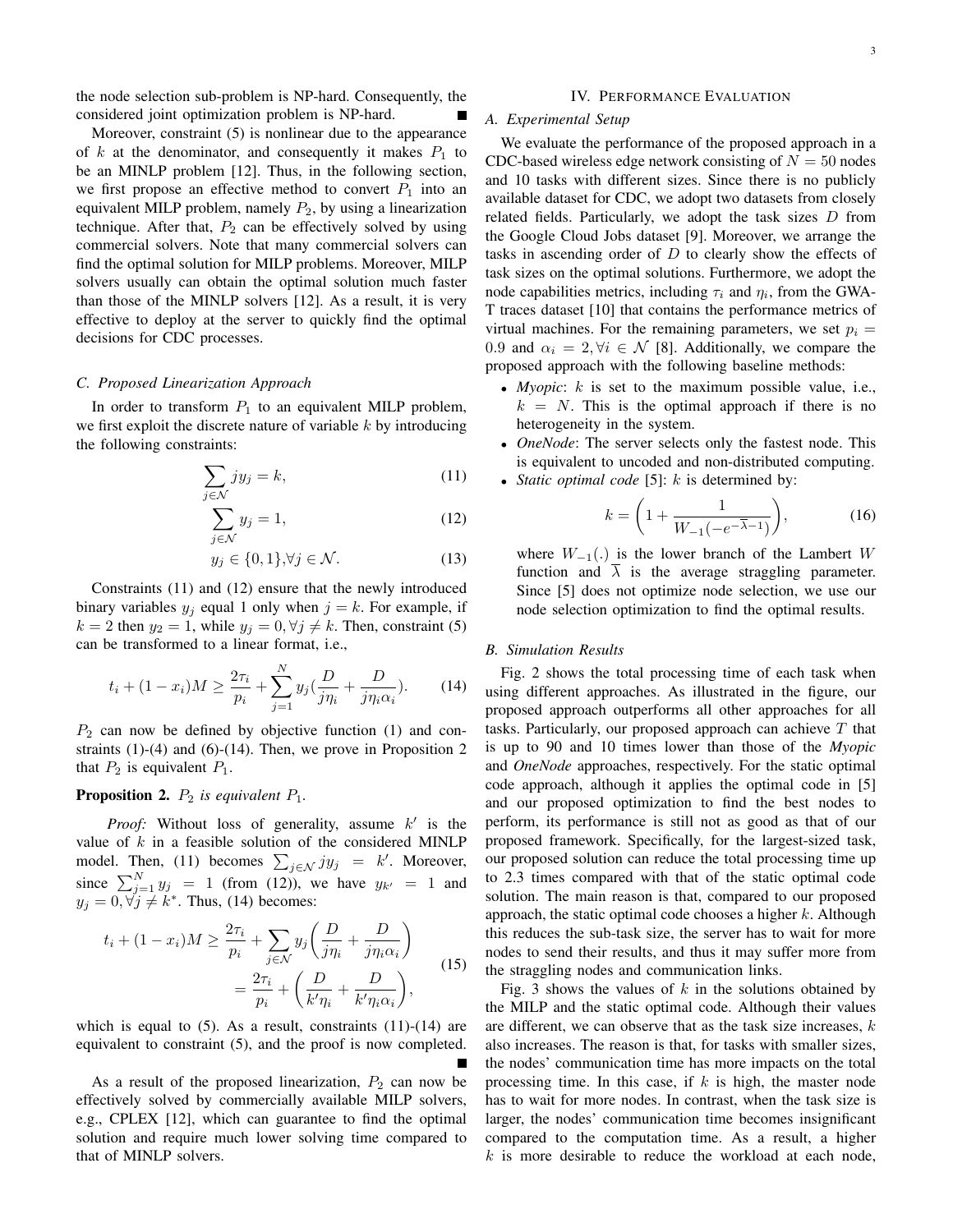the node selection sub-problem is NP-hard. Consequently, the considered joint optimization problem is NP-hard. ■

Moreover, constraint (5) is nonlinear due to the appearance of $k$ at the denominator, and consequently it makes $P_1$ to be an MINLP problem [12]. Thus, in the following section, we first propose an effective method to convert $P_1$ into an equivalent MILP problem, namely $P_2$, by using a linearization technique. After that, $P_2$ can be effectively solved by using commercial solvers. Note that many commercial solvers can find the optimal solution for MILP problems. Moreover, MILP solvers usually can obtain the optimal solution much faster than those of the MINLP solvers [12]. As a result, it is very effective to deploy at the server to quickly find the optimal decisions for CDC processes.

### C. Proposed Linearization Approach

In order to transform $P_1$ to an equivalent MILP problem, we first exploit the discrete nature of variable $k$ by introducing the following constraints:

$$\sum_{j\in\mathcal{N}} j y_j = k, \tag{11}$$

$$\sum_{j\in\mathcal{N}} y_j = 1, \tag{12}$$

$$y_j \in \{0,1\}, \forall j \in \mathcal{N}. \tag{13}$$

Constraints (11) and (12) ensure that the newly introduced binary variables $y_j$ equal 1 only when $j = k$. For example, if $k = 2$ then $y_2 = 1$, while $y_j = 0, \forall j \neq k$. Then, constraint (5) can be transformed to a linear format, i.e.,

$$t_i + (1 - x_i)M \geq \frac{2\tau_i}{p_i} + \sum_{j=1}^{N} y_j \left(\frac{D}{j\eta_i} + \frac{D}{j\eta_i\alpha_i}\right). \tag{14}$$

$P_2$ can now be defined by objective function (1) and constraints (1)-(4) and (6)-(14). Then, we prove in Proposition 2 that $P_2$ is equivalent $P_1$.

**Proposition 2.** *$P_2$ is equivalent $P_1$.*

*Proof:* Without loss of generality, assume $k'$ is the value of $k$ in a feasible solution of the considered MINLP model. Then, (11) becomes $\sum_{j\in\mathcal{N}} j y_j = k'$. Moreover, since $\sum_{j=1}^{N} y_j = 1$ (from (12)), we have $y_{k'} = 1$ and $y_j = 0, \forall j \neq k^*$. Thus, (14) becomes:

$$\begin{aligned} t_i + (1 - x_i)M &\geq \frac{2\tau_i}{p_i} + \sum_{j\in\mathcal{N}} y_j \left(\frac{D}{j\eta_i} + \frac{D}{j\eta_i\alpha_i}\right) \\ &= \frac{2\tau_i}{p_i} + \left(\frac{D}{k'\eta_i} + \frac{D}{k'\eta_i\alpha_i}\right), \end{aligned} \tag{15}$$

which is equal to (5). As a result, constraints (11)-(14) are equivalent to constraint (5), and the proof is now completed. ■

As a result of the proposed linearization, $P_2$ can now be effectively solved by commercially available MILP solvers, e.g., CPLEX [12], which can guarantee to find the optimal solution and require much lower solving time compared to that of MINLP solvers.

## IV. Performance Evaluation

### A. Experimental Setup

We evaluate the performance of the proposed approach in a CDC-based wireless edge network consisting of $N = 50$ nodes and 10 tasks with different sizes. Since there is no publicly available dataset for CDC, we adopt two datasets from closely related fields. Particularly, we adopt the task sizes $D$ from the Google Cloud Jobs dataset [9]. Moreover, we arrange the tasks in ascending order of $D$ to clearly show the effects of task sizes on the optimal solutions. Furthermore, we adopt the node capabilities metrics, including $\tau_i$ and $\eta_i$, from the GWA-T traces dataset [10] that contains the performance metrics of virtual machines. For the remaining parameters, we set $p_i = 0.9$ and $\alpha_i = 2, \forall i \in \mathcal{N}$ [8]. Additionally, we compare the proposed approach with the following baseline methods:

- *Myopic*: $k$ is set to the maximum possible value, i.e., $k = N$. This is the optimal approach if there is no heterogeneity in the system.
- *OneNode*: The server selects only the fastest node. This is equivalent to uncoded and non-distributed computing.
- *Static optimal code* [5]: $k$ is determined by:

$$k = \left(1 + \frac{1}{W_{-1}(-e^{-\overline{\lambda}-1})}\right), \tag{16}$$

where $W_{-1}(.)$ is the lower branch of the Lambert $W$ function and $\overline{\lambda}$ is the average straggling parameter. Since [5] does not optimize node selection, we use our node selection optimization to find the optimal results.

### B. Simulation Results

Fig. 2 shows the total processing time of each task when using different approaches. As illustrated in the figure, our proposed approach outperforms all other approaches for all tasks. Particularly, our proposed approach can achieve $T$ that is up to 90 and 10 times lower than those of the *Myopic* and *OneNode* approaches, respectively. For the static optimal code approach, although it applies the optimal code in [5] and our proposed optimization to find the best nodes to perform, its performance is still not as good as that of our proposed framework. Specifically, for the largest-sized task, our proposed solution can reduce the total processing time up to 2.3 times compared with that of the static optimal code solution. The main reason is that, compared to our proposed approach, the static optimal code chooses a higher $k$. Although this reduces the sub-task size, the server has to wait for more nodes to send their results, and thus it may suffer more from the straggling nodes and communication links.

Fig. 3 shows the values of $k$ in the solutions obtained by the MILP and the static optimal code. Although their values are different, we can observe that as the task size increases, $k$ also increases. The reason is that, for tasks with smaller sizes, the nodes' communication time has more impacts on the total processing time. In this case, if $k$ is high, the master node has to wait for more nodes. In contrast, when the task size is larger, the nodes' communication time becomes insignificant compared to the computation time. As a result, a higher $k$ is more desirable to reduce the workload at each node,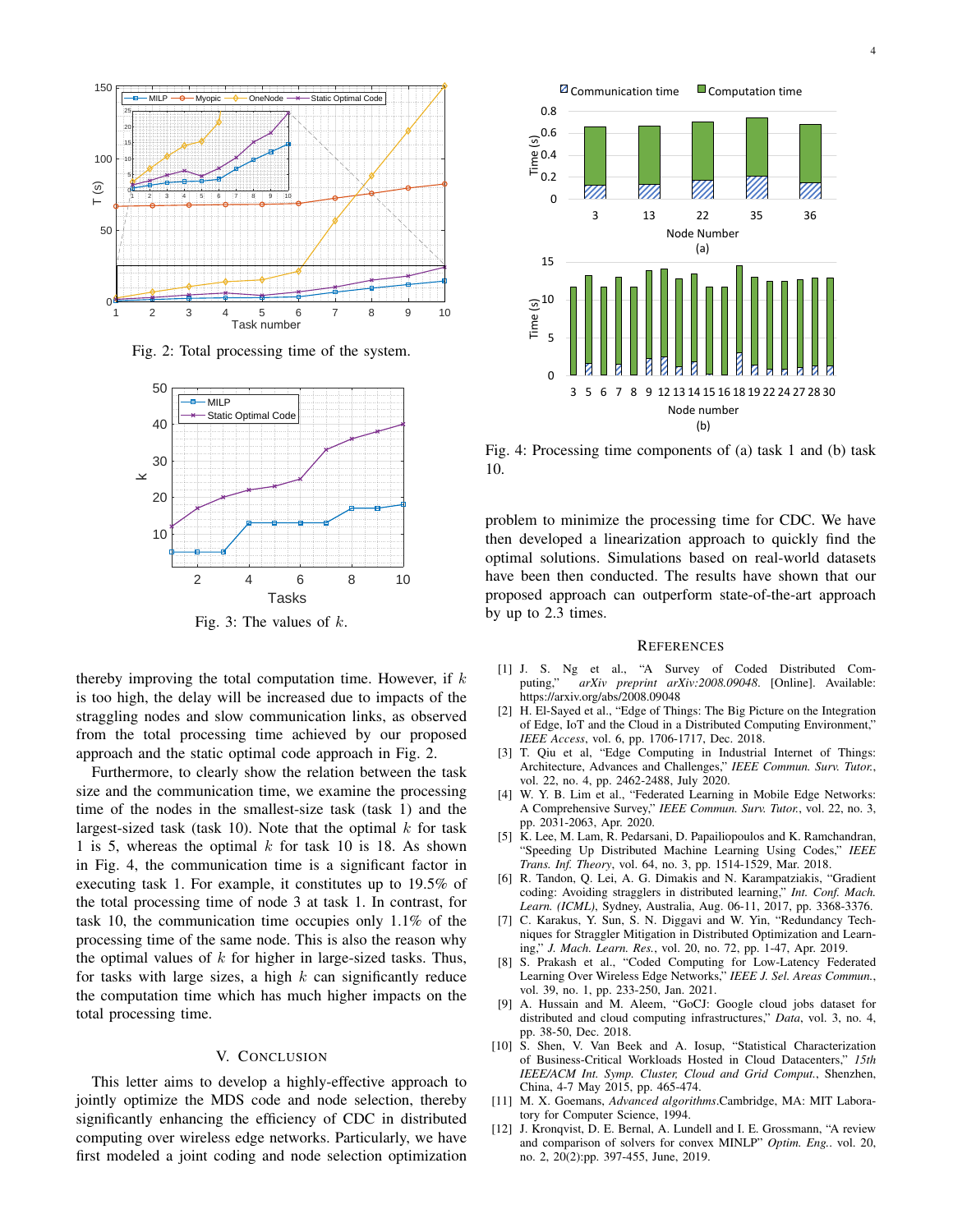Fig. 2 plot text:

MILP, Myopic, OneNode, Static Optimal Code

T (s)

Task number

0, 50, 100, 150

1, 2, 3, 4, 5, 6, 7, 8, 9, 10

Fig. 2: Total processing time of the system.

Fig. 3 plot text:

MILP, Static Optimal Code

k

Tasks

10, 20, 30, 40, 50

2, 4, 6, 8, 10

Fig. 3: The values of $k$.

thereby improving the total computation time. However, if $k$ is too high, the delay will be increased due to impacts of the straggling nodes and slow communication links, as observed from the total processing time achieved by our proposed approach and the static optimal code approach in Fig. 2.

Furthermore, to clearly show the relation between the task size and the communication time, we examine the processing time of the nodes in the smallest-size task (task 1) and the largest-sized task (task 10). Note that the optimal $k$ for task 1 is 5, whereas the optimal $k$ for task 10 is 18. As shown in Fig. 4, the communication time is a significant factor in executing task 1. For example, it constitutes up to 19.5% of the total processing time of node 3 at task 1. In contrast, for task 10, the communication time occupies only 1.1% of the processing time of the same node. This is also the reason why the optimal values of $k$ for higher in large-sized tasks. Thus, for tasks with large sizes, a high $k$ can significantly reduce the computation time which has much higher impacts on the total processing time.

## V. Conclusion

This letter aims to develop a highly-effective approach to jointly optimize the MDS code and node selection, thereby significantly enhancing the efficiency of CDC in distributed computing over wireless edge networks. Particularly, we have first modeled a joint coding and node selection optimization

Fig. 4 plot text:

Communication time, Computation time

Time (s)

Node Number

(a)

3, 13, 22, 35, 36

0, 0.2, 0.4, 0.6, 0.8

Time (s)

Node number

(b)

3, 5, 6, 7, 8, 9, 12, 13, 14, 15, 16, 18, 19, 22, 24, 27, 28, 30

0, 5, 10, 15

Fig. 4: Processing time components of (a) task 1 and (b) task 10.

problem to minimize the processing time for CDC. We have then developed a linearization approach to quickly find the optimal solutions. Simulations based on real-world datasets have been then conducted. The results have shown that our proposed approach can outperform state-of-the-art approach by up to 2.3 times.

## References

[1] J. S. Ng et al., "A Survey of Coded Distributed Computing," *arXiv preprint arXiv:2008.09048*. [Online]. Available: https://arxiv.org/abs/2008.09048

[2] H. El-Sayed et al., "Edge of Things: The Big Picture on the Integration of Edge, IoT and the Cloud in a Distributed Computing Environment," *IEEE Access*, vol. 6, pp. 1706-1717, Dec. 2018.

[3] T. Qiu et al, "Edge Computing in Industrial Internet of Things: Architecture, Advances and Challenges," *IEEE Commun. Surv. Tutor.*, vol. 22, no. 4, pp. 2462-2488, July 2020.

[4] W. Y. B. Lim et al., "Federated Learning in Mobile Edge Networks: A Comprehensive Survey," *IEEE Commun. Surv. Tutor.*, vol. 22, no. 3, pp. 2031-2063, Apr. 2020.

[5] K. Lee, M. Lam, R. Pedarsani, D. Papailiopoulos and K. Ramchandran, "Speeding Up Distributed Machine Learning Using Codes," *IEEE Trans. Inf. Theory*, vol. 64, no. 3, pp. 1514-1529, Mar. 2018.

[6] R. Tandon, Q. Lei, A. G. Dimakis and N. Karampatziakis, "Gradient coding: Avoiding stragglers in distributed learning," *Int. Conf. Mach. Learn. (ICML)*, Sydney, Australia, Aug. 06-11, 2017, pp. 3368-3376.

[7] C. Karakus, Y. Sun, S. N. Diggavi and W. Yin, "Redundancy Techniques for Straggler Mitigation in Distributed Optimization and Learning," *J. Mach. Learn. Res.*, vol. 20, no. 72, pp. 1-47, Apr. 2019.

[8] S. Prakash et al., "Coded Computing for Low-Latency Federated Learning Over Wireless Edge Networks," *IEEE J. Sel. Areas Commun.*, vol. 39, no. 1, pp. 233-250, Jan. 2021.

[9] A. Hussain and M. Aleem, "GoCJ: Google cloud jobs dataset for distributed and cloud computing infrastructures," *Data*, vol. 3, no. 4, pp. 38-50, Dec. 2018.

[10] S. Shen, V. Van Beek and A. Iosup, "Statistical Characterization of Business-Critical Workloads Hosted in Cloud Datacenters," *15th IEEE/ACM Int. Symp. Cluster, Cloud and Grid Comput.*, Shenzhen, China, 4-7 May 2015, pp. 465-474.

[11] M. X. Goemans, *Advanced algorithms*.Cambridge, MA: MIT Laboratory for Computer Science, 1994.

[12] J. Kronqvist, D. E. Bernal, A. Lundell and I. E. Grossmann, "A review and comparison of solvers for convex MINLP" *Optim. Eng.*. vol. 20, no. 2, 20(2):pp. 397-455, June, 2019.